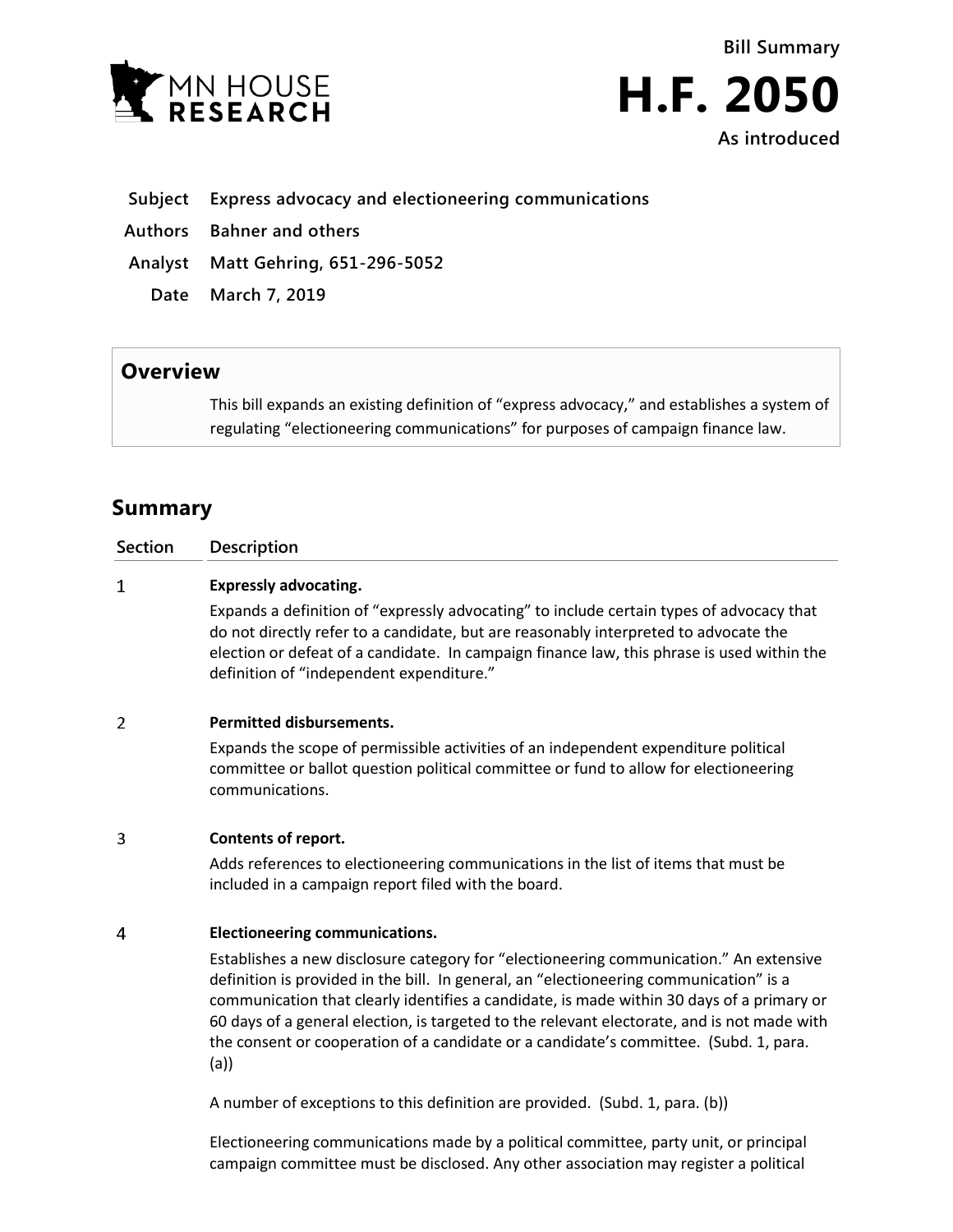Bill Summary

# H.F. 2050

As introduced

| | |
|---|---|
| **Subject** | **Express advocacy and electioneering communications** |
| **Authors** | **Bahner and others** |
| **Analyst** | **Matt Gehring, 651-296-5052** |
| **Date** | **March 7, 2019** |

## Overview

This bill expands an existing definition of "express advocacy," and establishes a system of regulating "electioneering communications" for purposes of campaign finance law.

## Summary

| Section | Description |
|---|---|
| 1 | **Expressly advocating.**<br>Expands a definition of "expressly advocating" to include certain types of advocacy that do not directly refer to a candidate, but are reasonably interpreted to advocate the election or defeat of a candidate. In campaign finance law, this phrase is used within the definition of "independent expenditure." |
| 2 | **Permitted disbursements.**<br>Expands the scope of permissible activities of an independent expenditure political committee or ballot question political committee or fund to allow for electioneering communications. |
| 3 | **Contents of report.**<br>Adds references to electioneering communications in the list of items that must be included in a campaign report filed with the board. |
| 4 | **Electioneering communications.**<br>Establishes a new disclosure category for "electioneering communication." An extensive definition is provided in the bill. In general, an "electioneering communication" is a communication that clearly identifies a candidate, is made within 30 days of a primary or 60 days of a general election, is targeted to the relevant electorate, and is not made with the consent or cooperation of a candidate or a candidate's committee. (Subd. 1, para. (a))<br><br>A number of exceptions to this definition are provided. (Subd. 1, para. (b))<br><br>Electioneering communications made by a political committee, party unit, or principal campaign committee must be disclosed. Any other association may register a political |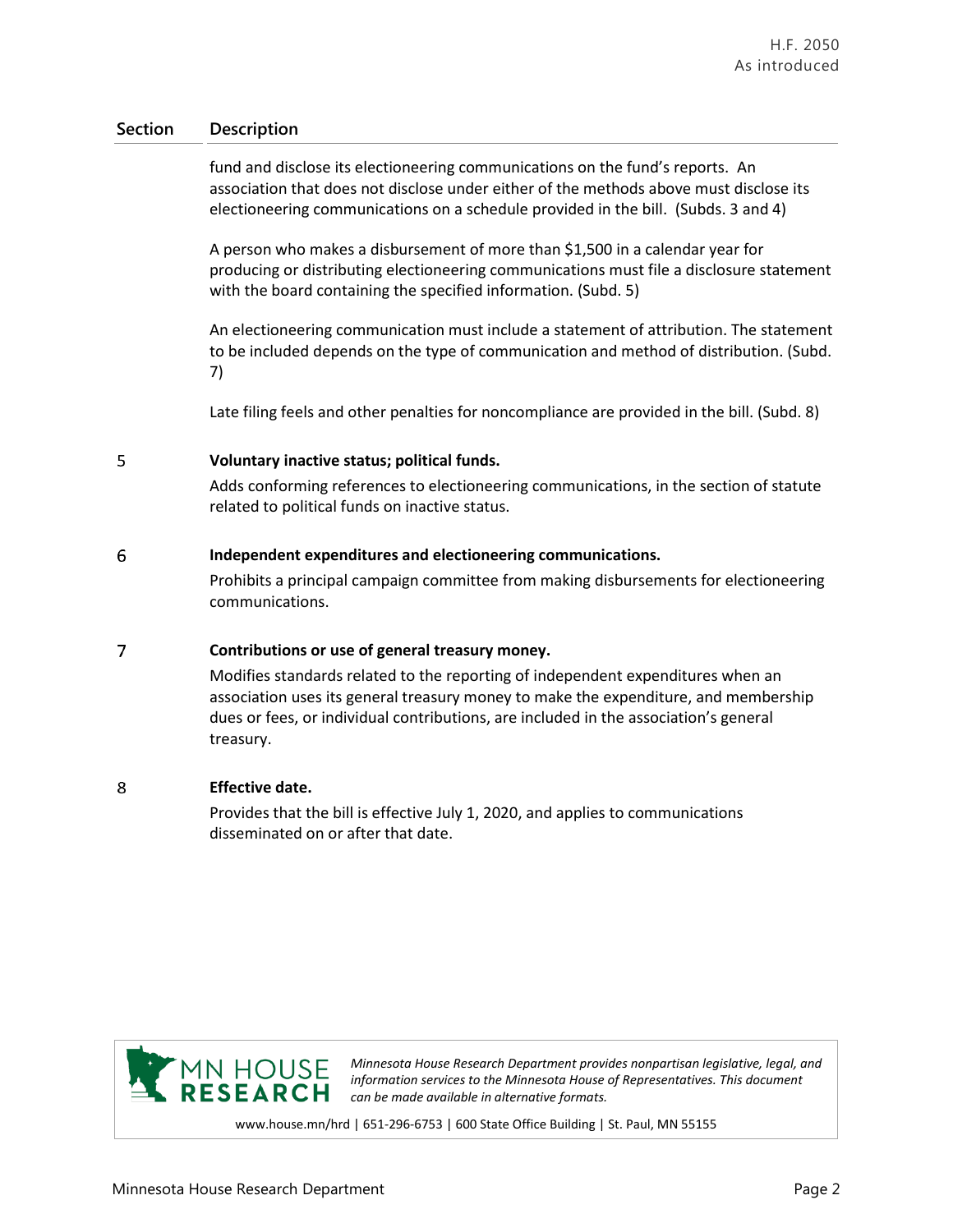| Section | Description |
|---|---|
| | fund and disclose its electioneering communications on the fund's reports. An association that does not disclose under either of the methods above must disclose its electioneering communications on a schedule provided in the bill. (Subds. 3 and 4) |
| | A person who makes a disbursement of more than $1,500 in a calendar year for producing or distributing electioneering communications must file a disclosure statement with the board containing the specified information. (Subd. 5) |
| | An electioneering communication must include a statement of attribution. The statement to be included depends on the type of communication and method of distribution. (Subd. 7) |
| | Late filing feels and other penalties for noncompliance are provided in the bill. (Subd. 8) |
| 5 | **Voluntary inactive status; political funds.**<br>Adds conforming references to electioneering communications, in the section of statute related to political funds on inactive status. |
| 6 | **Independent expenditures and electioneering communications.**<br>Prohibits a principal campaign committee from making disbursements for electioneering communications. |
| 7 | **Contributions or use of general treasury money.**<br>Modifies standards related to the reporting of independent expenditures when an association uses its general treasury money to make the expenditure, and membership dues or fees, or individual contributions, are included in the association's general treasury. |
| 8 | **Effective date.**<br>Provides that the bill is effective July 1, 2020, and applies to communications disseminated on or after that date. |

MN HOUSE RESEARCH

*Minnesota House Research Department provides nonpartisan legislative, legal, and information services to the Minnesota House of Representatives. This document can be made available in alternative formats.*

www.house.mn/hrd | 651-296-6753 | 600 State Office Building | St. Paul, MN 55155